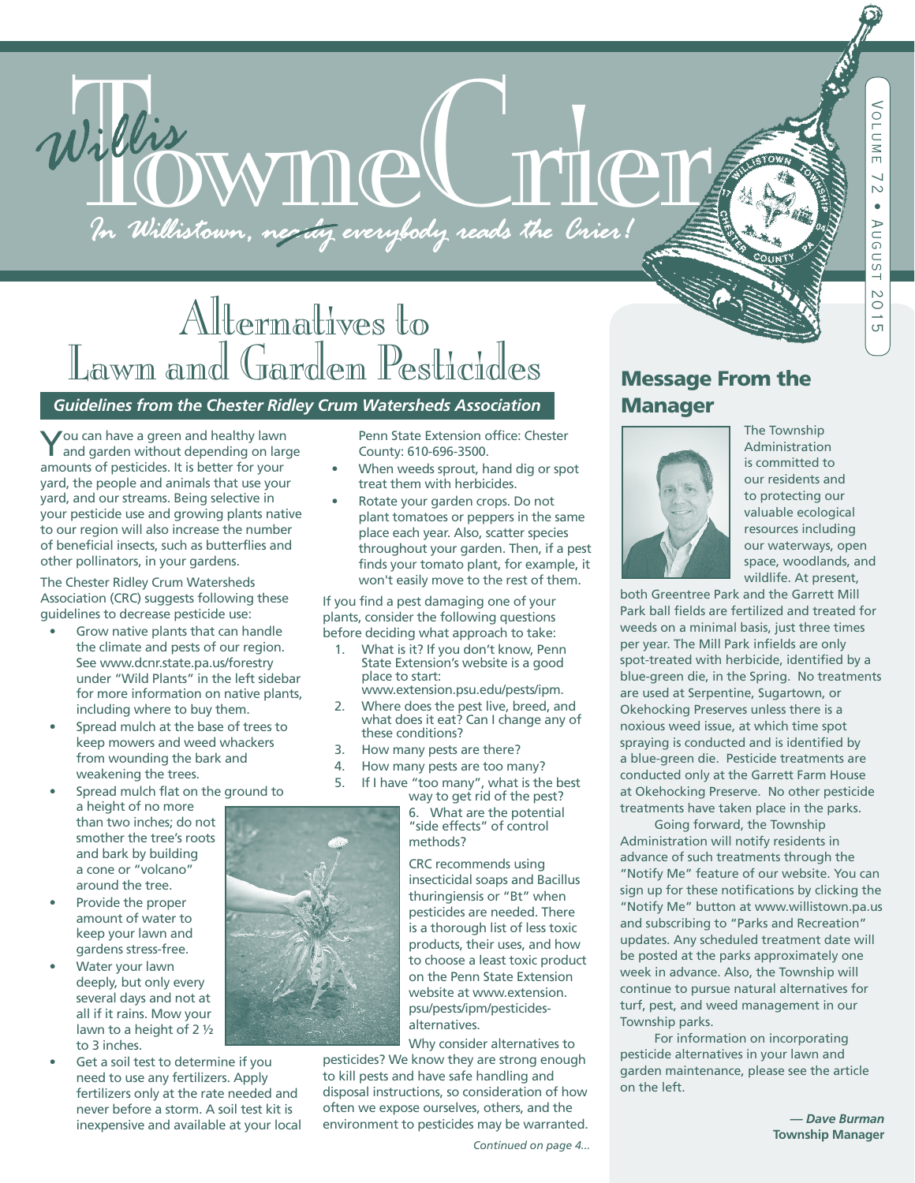# Willis Towne Crier

*In Willistown, ~~nearly~~ everybody reads the Crier!*

Volume 72 • August 2015

# Alternatives to Lawn and Garden Pesticides

***Guidelines from the Chester Ridley Crum Watersheds Association***

You can have a green and healthy lawn and garden without depending on large amounts of pesticides. It is better for your yard, the people and animals that use your yard, and our streams. Being selective in your pesticide use and growing plants native to our region will also increase the number of beneficial insects, such as butterflies and other pollinators, in your gardens.

The Chester Ridley Crum Watersheds Association (CRC) suggests following these guidelines to decrease pesticide use:

- Grow native plants that can handle the climate and pests of our region. See www.dcnr.state.pa.us/forestry under "Wild Plants" in the left sidebar for more information on native plants, including where to buy them.
- Spread mulch at the base of trees to keep mowers and weed whackers from wounding the bark and weakening the trees.
- Spread mulch flat on the ground to a height of no more than two inches; do not smother the tree's roots and bark by building a cone or "volcano" around the tree.
- Provide the proper amount of water to keep your lawn and gardens stress-free.
- Water your lawn deeply, but only every several days and not at all if it rains. Mow your lawn to a height of 2 ½ to 3 inches.
- Get a soil test to determine if you need to use any fertilizers. Apply fertilizers only at the rate needed and never before a storm. A soil test kit is inexpensive and available at your local Penn State Extension office: Chester County: 610-696-3500.
- When weeds sprout, hand dig or spot treat them with herbicides.
- Rotate your garden crops. Do not plant tomatoes or peppers in the same place each year. Also, scatter species throughout your garden. Then, if a pest finds your tomato plant, for example, it won't easily move to the rest of them.

If you find a pest damaging one of your plants, consider the following questions before deciding what approach to take:

1. What is it? If you don't know, Penn State Extension's website is a good place to start: www.extension.psu.edu/pests/ipm.
2. Where does the pest live, breed, and what does it eat? Can I change any of these conditions?
3. How many pests are there?
4. How many pests are too many?
5. If I have "too many", what is the best way to get rid of the pest?
6. What are the potential "side effects" of control methods?

CRC recommends using insecticidal soaps and Bacillus thuringiensis or "Bt" when pesticides are needed. There is a thorough list of less toxic products, their uses, and how to choose a least toxic product on the Penn State Extension website at www.extension.psu/pests/ipm/pesticides-alternatives.

Why consider alternatives to pesticides? We know they are strong enough to kill pests and have safe handling and disposal instructions, so consideration of how often we expose ourselves, others, and the environment to pesticides may be warranted.

*Continued on page 4...*

## Message From the Manager

The Township Administration is committed to our residents and to protecting our valuable ecological resources including our waterways, open space, woodlands, and wildlife. At present, both Greentree Park and the Garrett Mill Park ball fields are fertilized and treated for weeds on a minimal basis, just three times per year. The Mill Park infields are only spot-treated with herbicide, identified by a blue-green die, in the Spring. No treatments are used at Serpentine, Sugartown, or Okehocking Preserves unless there is a noxious weed issue, at which time spot spraying is conducted and is identified by a blue-green die. Pesticide treatments are conducted only at the Garrett Farm House at Okehocking Preserve. No other pesticide treatments have taken place in the parks.

Going forward, the Township Administration will notify residents in advance of such treatments through the "Notify Me" feature of our website. You can sign up for these notifications by clicking the "Notify Me" button at www.willistown.pa.us and subscribing to "Parks and Recreation" updates. Any scheduled treatment date will be posted at the parks approximately one week in advance. Also, the Township will continue to pursue natural alternatives for turf, pest, and weed management in our Township parks.

For information on incorporating pesticide alternatives in your lawn and garden maintenance, please see the article on the left.

***— Dave Burman***
**Township Manager**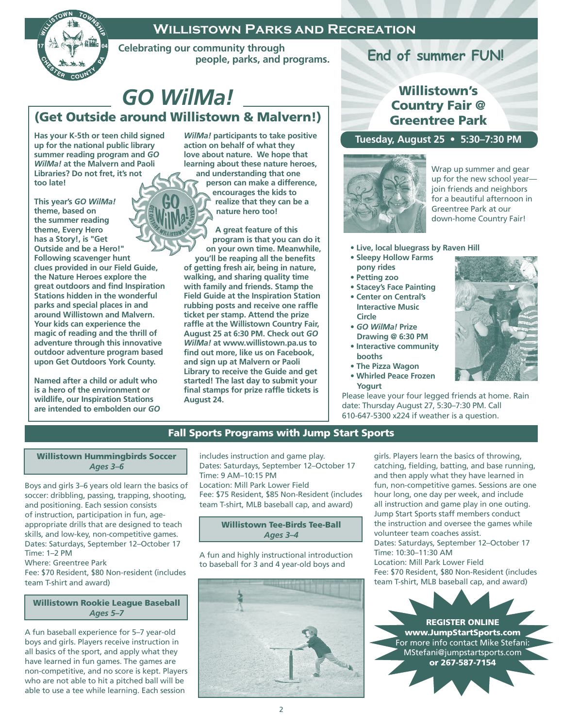# Willistown Parks and Recreation

Celebrating our community through people, parks, and programs.

## GO WilMa!

### (Get Outside around Willistown & Malvern!)

**Has your K-5th or teen child signed up for the national public library summer reading program and *GO WilMa!* at the Malvern and Paoli Libraries? Do not fret, it's not too late!**

**This year's *GO WilMa!* theme, based on the summer reading theme, Every Hero has a Story!, is "Get Outside and be a Hero!" Following scavenger hunt clues provided in our Field Guide, the Nature Heroes explore the great outdoors and find Inspiration Stations hidden in the wonderful parks and special places in and around Willistown and Malvern. Your kids can experience the magic of reading and the thrill of adventure through this innovative outdoor adventure program based upon Get Outdoors York County.**

**Named after a child or adult who is a hero of the environment or wildlife, our Inspiration Stations are intended to embolden our *GO WilMa!* participants to take positive action on behalf of what they love about nature. We hope that learning about these nature heroes, and understanding that one person can make a difference, encourages the kids to realize that they can be a nature hero too!**

**A great feature of this program is that you can do it on your own time. Meanwhile, you'll be reaping all the benefits of getting fresh air, being in nature, walking, and sharing quality time with family and friends. Stamp the Field Guide at the Inspiration Station rubbing posts and receive one raffle ticket per stamp. Attend the prize raffle at the Willistown Country Fair, August 25 at 6:30 PM. Check out *GO WilMa!* at www.willistown.pa.us to find out more, like us on Facebook, and sign up at Malvern or Paoli Library to receive the Guide and get started! The last day to submit your final stamps for prize raffle tickets is August 24.**

## End of summer FUN!

### Willistown's Country Fair @ Greentree Park

**Tuesday, August 25 • 5:30–7:30 PM**

Wrap up summer and gear up for the new school year—join friends and neighbors for a beautiful afternoon in Greentree Park at our down-home Country Fair!

- **Live, local bluegrass by Raven Hill**
- **Sleepy Hollow Farms pony rides**
- **Petting zoo**
- **Stacey's Face Painting**
- **Center on Central's Interactive Music Circle**
- ***GO WilMa!* Prize Drawing @ 6:30 PM**
- **Interactive community booths**
- **The Pizza Wagon**
- **Whirled Peace Frozen Yogurt**

Please leave your four legged friends at home. Rain date: Thursday August 27, 5:30–7:30 PM. Call 610-647-5300 x224 if weather is a question.

## Fall Sports Programs with Jump Start Sports

### Willistown Hummingbirds Soccer
*Ages 3–6*

Boys and girls 3–6 years old learn the basics of soccer: dribbling, passing, trapping, shooting, and positioning. Each session consists of instruction, participation in fun, age-appropriate drills that are designed to teach skills, and low-key, non-competitive games.
Dates: Saturdays, September 12–October 17
Time: 1–2 PM
Where: Greentree Park
Fee: $70 Resident, $80 Non-resident (includes team T-shirt and award)

### Willistown Rookie League Baseball
*Ages 5–7*

A fun baseball experience for 5–7 year-old boys and girls. Players receive instruction in all basics of the sport, and apply what they have learned in fun games. The games are non-competitive, and no score is kept. Players who are not able to hit a pitched ball will be able to use a tee while learning. Each session includes instruction and game play.
Dates: Saturdays, September 12–October 17
Time: 9 AM–10:15 PM
Location: Mill Park Lower Field
Fee: $75 Resident, $85 Non-Resident (includes team T-shirt, MLB baseball cap, and award)

### Willistown Tee-Birds Tee-Ball
*Ages 3–4*

A fun and highly instructional introduction to baseball for 3 and 4 year-old boys and girls. Players learn the basics of throwing, catching, fielding, batting, and base running, and then apply what they have learned in fun, non-competitive games. Sessions are one hour long, one day per week, and include all instruction and game play in one outing. Jump Start Sports staff members conduct the instruction and oversee the games while volunteer team coaches assist.
Dates: Saturdays, September 12–October 17
Time: 10:30–11:30 AM
Location: Mill Park Lower Field
Fee: $70 Resident, $80 Non-Resident (includes team T-shirt, MLB baseball cap, and award)

**REGISTER ONLINE**
**www.JumpStartSports.com**
For more info contact Mike Stefani:
MStefani@jumpstartsports.com
**or 267-587-7154**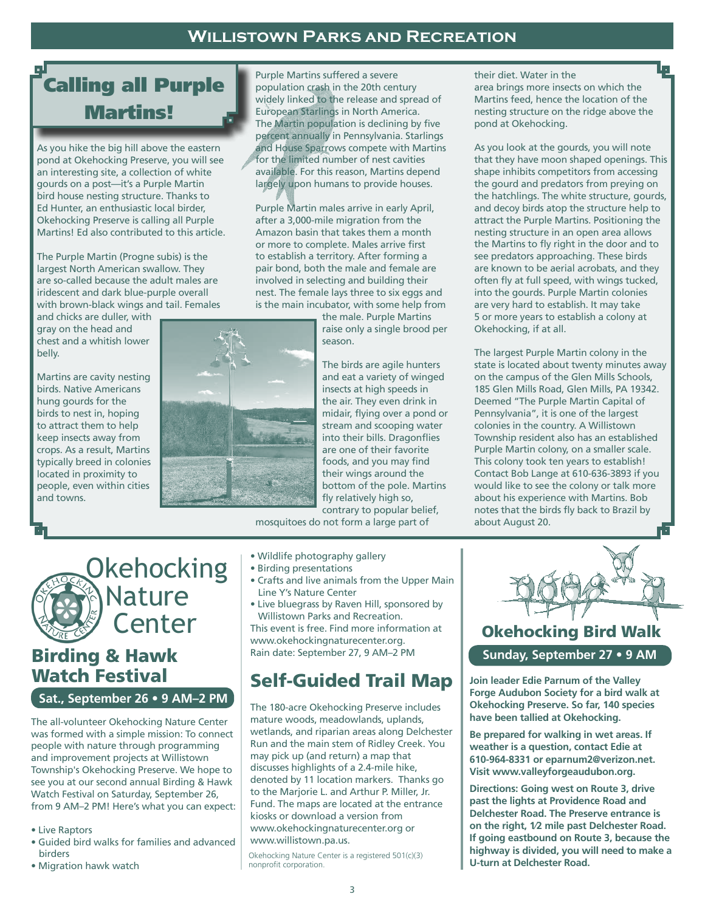## Calling all Purple Martins!

As you hike the big hill above the eastern pond at Okehocking Preserve, you will see an interesting site, a collection of white gourds on a post—it's a Purple Martin bird house nesting structure. Thanks to Ed Hunter, an enthusiastic local birder, Okehocking Preserve is calling all Purple Martins! Ed also contributed to this article.

The Purple Martin (Progne subis) is the largest North American swallow. They are so-called because the adult males are iridescent and dark blue-purple overall with brown-black wings and tail. Females and chicks are duller, with gray on the head and chest and a whitish lower belly.

Martins are cavity nesting birds. Native Americans hung gourds for the birds to nest in, hoping to attract them to help keep insects away from crops. As a result, Martins typically breed in colonies located in proximity to people, even within cities and towns.

Purple Martins suffered a severe population crash in the 20th century widely linked to the release and spread of European Starlings in North America. The Martin population is declining by five percent annually in Pennsylvania. Starlings and House Sparrows compete with Martins for the limited number of nest cavities available. For this reason, Martins depend largely upon humans to provide houses.

Purple Martin males arrive in early April, after a 3,000-mile migration from the Amazon basin that takes them a month or more to complete. Males arrive first to establish a territory. After forming a pair bond, both the male and female are involved in selecting and building their nest. The female lays three to six eggs and is the main incubator, with some help from the male. Purple Martins raise only a single brood per season.

The birds are agile hunters and eat a variety of winged insects at high speeds in the air. They even drink in midair, flying over a pond or stream and scooping water into their bills. Dragonflies are one of their favorite foods, and you may find their wings around the bottom of the pole. Martins fly relatively high so, contrary to popular belief, mosquitoes do not form a large part of their diet. Water in the area brings more insects on which the Martins feed, hence the location of the nesting structure on the ridge above the pond at Okehocking.

As you look at the gourds, you will note that they have moon shaped openings. This shape inhibits competitors from accessing the gourd and predators from preying on the hatchlings. The white structure, gourds, and decoy birds atop the structure help to attract the Purple Martins. Positioning the nesting structure in an open area allows the Martins to fly right in the door and to see predators approaching. These birds are known to be aerial acrobats, and they often fly at full speed, with wings tucked, into the gourds. Purple Martin colonies are very hard to establish. It may take 5 or more years to establish a colony at Okehocking, if at all.

The largest Purple Martin colony in the state is located about twenty minutes away on the campus of the Glen Mills Schools, 185 Glen Mills Road, Glen Mills, PA 19342. Deemed "The Purple Martin Capital of Pennsylvania", it is one of the largest colonies in the country. A Willistown Township resident also has an established Purple Martin colony, on a smaller scale. This colony took ten years to establish! Contact Bob Lange at 610-636-3893 if you would like to see the colony or talk more about his experience with Martins. Bob notes that the birds fly back to Brazil by about August 20.

## Okehocking Nature Center

## Birding & Hawk Watch Festival

**Sat., September 26 • 9 AM–2 PM**

The all-volunteer Okehocking Nature Center was formed with a simple mission: To connect people with nature through programming and improvement projects at Willistown Township's Okehocking Preserve. We hope to see you at our second annual Birding & Hawk Watch Festival on Saturday, September 26, from 9 AM–2 PM! Here's what you can expect:

- Live Raptors
- Guided bird walks for families and advanced birders
- Migration hawk watch
- Wildlife photography gallery
- Birding presentations
- Crafts and live animals from the Upper Main Line Y's Nature Center
- Live bluegrass by Raven Hill, sponsored by Willistown Parks and Recreation.

This event is free. Find more information at www.okehockingnaturecenter.org.
Rain date: September 27, 9 AM–2 PM

## Self-Guided Trail Map

The 180-acre Okehocking Preserve includes mature woods, meadowlands, uplands, wetlands, and riparian areas along Delchester Run and the main stem of Ridley Creek. You may pick up (and return) a map that discusses highlights of a 2.4-mile hike, denoted by 11 location markers. Thanks go to the Marjorie L. and Arthur P. Miller, Jr. Fund. The maps are located at the entrance kiosks or download a version from www.okehockingnaturecenter.org or www.willistown.pa.us.

Okehocking Nature Center is a registered 501(c)(3) nonprofit corporation.

## Okehocking Bird Walk

**Sunday, September 27 • 9 AM**

**Join leader Edie Parnum of the Valley Forge Audubon Society for a bird walk at Okehocking Preserve. So far, 140 species have been tallied at Okehocking.**

**Be prepared for walking in wet areas. If weather is a question, contact Edie at 610-964-8331 or eparnum2@verizon.net. Visit www.valleyforgeaudubon.org.**

**Directions: Going west on Route 3, drive past the lights at Providence Road and Delchester Road. The Preserve entrance is on the right, ½ mile past Delchester Road. If going eastbound on Route 3, because the highway is divided, you will need to make a U-turn at Delchester Road.**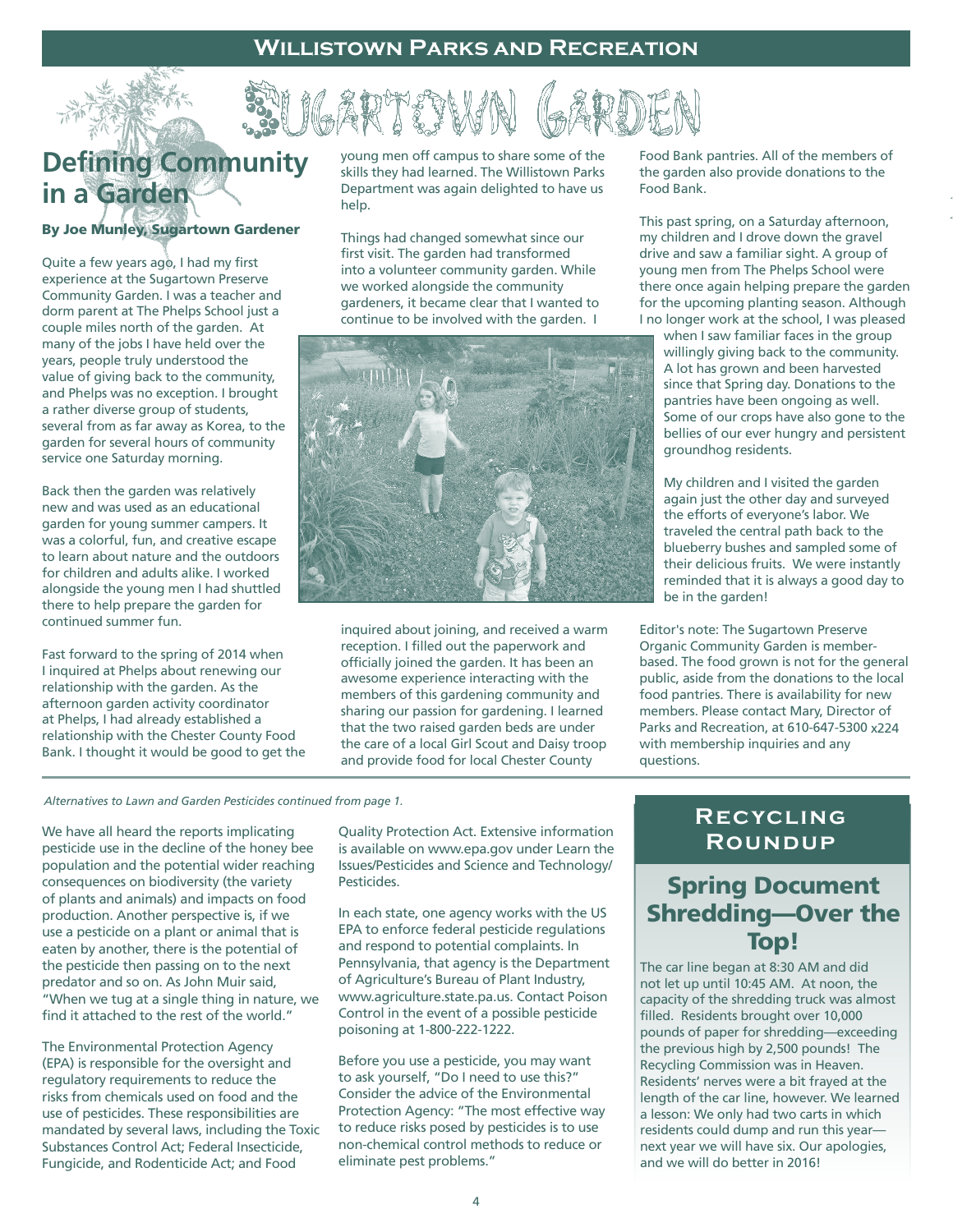# Willistown Parks and Recreation

# Sugartown Garden

## Defining Community in a Garden

**By Joe Munley, Sugartown Gardener**

Quite a few years ago, I had my first experience at the Sugartown Preserve Community Garden. I was a teacher and dorm parent at The Phelps School just a couple miles north of the garden. At many of the jobs I have held over the years, people truly understood the value of giving back to the community, and Phelps was no exception. I brought a rather diverse group of students, several from as far away as Korea, to the garden for several hours of community service one Saturday morning.

Back then the garden was relatively new and was used as an educational garden for young summer campers. It was a colorful, fun, and creative escape to learn about nature and the outdoors for children and adults alike. I worked alongside the young men I had shuttled there to help prepare the garden for continued summer fun.

Fast forward to the spring of 2014 when I inquired at Phelps about renewing our relationship with the garden. As the afternoon garden activity coordinator at Phelps, I had already established a relationship with the Chester County Food Bank. I thought it would be good to get the young men off campus to share some of the skills they had learned. The Willistown Parks Department was again delighted to have us help.

Things had changed somewhat since our first visit. The garden had transformed into a volunteer community garden. While we worked alongside the community gardeners, it became clear that I wanted to continue to be involved with the garden. I inquired about joining, and received a warm reception. I filled out the paperwork and officially joined the garden. It has been an awesome experience interacting with the members of this gardening community and sharing our passion for gardening. I learned that the two raised garden beds are under the care of a local Girl Scout and Daisy troop and provide food for local Chester County Food Bank pantries. All of the members of the garden also provide donations to the Food Bank.

This past spring, on a Saturday afternoon, my children and I drove down the gravel drive and saw a familiar sight. A group of young men from The Phelps School were there once again helping prepare the garden for the upcoming planting season. Although I no longer work at the school, I was pleased when I saw familiar faces in the group willingly giving back to the community. A lot has grown and been harvested since that Spring day. Donations to the pantries have been ongoing as well. Some of our crops have also gone to the bellies of our ever hungry and persistent groundhog residents.

My children and I visited the garden again just the other day and surveyed the efforts of everyone's labor. We traveled the central path back to the blueberry bushes and sampled some of their delicious fruits. We were instantly reminded that it is always a good day to be in the garden!

Editor's note: The Sugartown Preserve Organic Community Garden is member-based. The food grown is not for the general public, aside from the donations to the local food pantries. There is availability for new members. Please contact Mary, Director of Parks and Recreation, at 610-647-5300 x224 with membership inquiries and any questions.

---

*Alternatives to Lawn and Garden Pesticides continued from page 1.*

We have all heard the reports implicating pesticide use in the decline of the honey bee population and the potential wider reaching consequences on biodiversity (the variety of plants and animals) and impacts on food production. Another perspective is, if we use a pesticide on a plant or animal that is eaten by another, there is the potential of the pesticide then passing on to the next predator and so on. As John Muir said, "When we tug at a single thing in nature, we find it attached to the rest of the world."

The Environmental Protection Agency (EPA) is responsible for the oversight and regulatory requirements to reduce the risks from chemicals used on food and the use of pesticides. These responsibilities are mandated by several laws, including the Toxic Substances Control Act; Federal Insecticide, Fungicide, and Rodenticide Act; and Food Quality Protection Act. Extensive information is available on www.epa.gov under Learn the Issues/Pesticides and Science and Technology/ Pesticides.

In each state, one agency works with the US EPA to enforce federal pesticide regulations and respond to potential complaints. In Pennsylvania, that agency is the Department of Agriculture's Bureau of Plant Industry, www.agriculture.state.pa.us. Contact Poison Control in the event of a possible pesticide poisoning at 1-800-222-1222.

Before you use a pesticide, you may want to ask yourself, "Do I need to use this?" Consider the advice of the Environmental Protection Agency: "The most effective way to reduce risks posed by pesticides is to use non-chemical control methods to reduce or eliminate pest problems."

## Recycling Roundup

### Spring Document Shredding—Over the Top!

The car line began at 8:30 AM and did not let up until 10:45 AM. At noon, the capacity of the shredding truck was almost filled. Residents brought over 10,000 pounds of paper for shredding—exceeding the previous high by 2,500 pounds! The Recycling Commission was in Heaven. Residents' nerves were a bit frayed at the length of the car line, however. We learned a lesson: We only had two carts in which residents could dump and run this year—next year we will have six. Our apologies, and we will do better in 2016!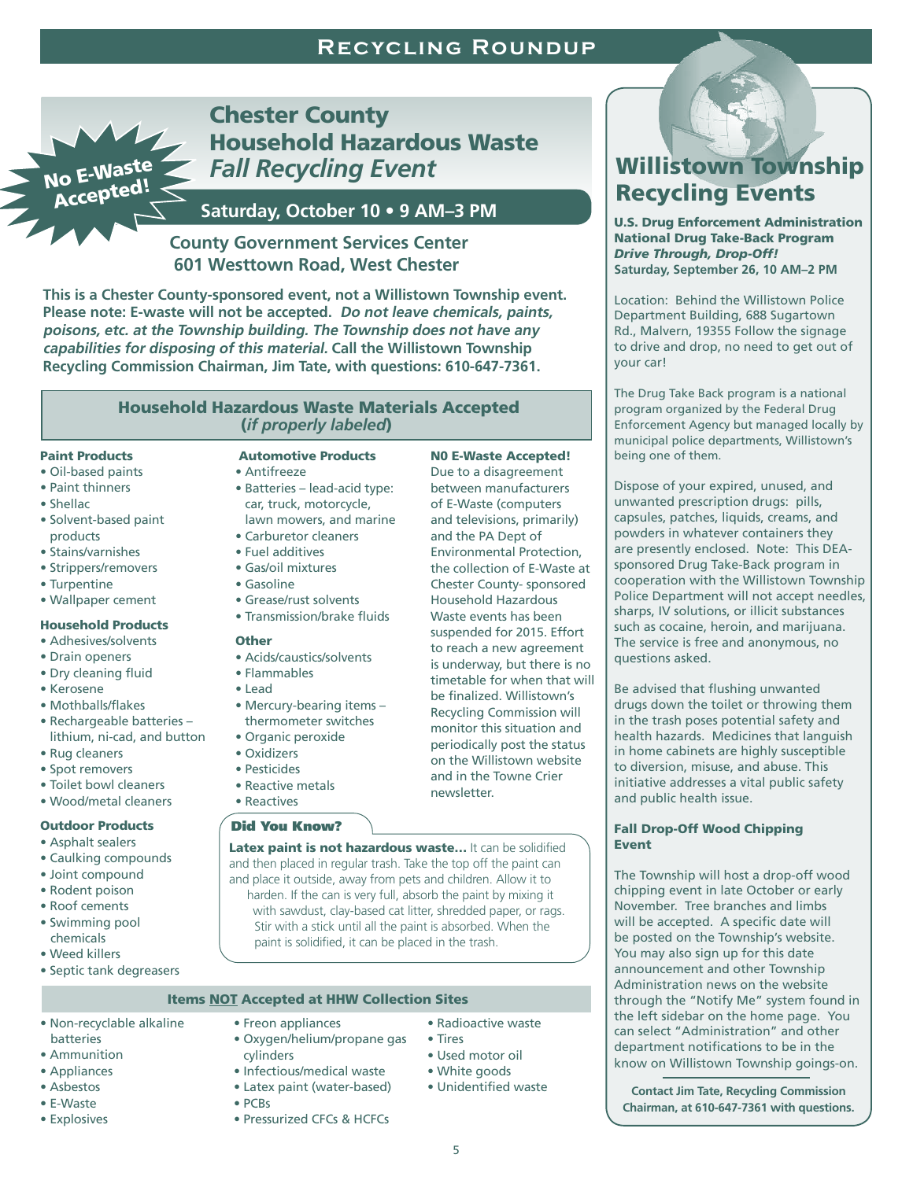No E-Waste Accepted!

# Chester County Household Hazardous Waste *Fall Recycling Event*

## Saturday, October 10 • 9 AM–3 PM

**County Government Services Center**
**601 Westtown Road, West Chester**

**This is a Chester County-sponsored event, not a Willistown Township event. Please note: E-waste will not be accepted.** ***Do not leave chemicals, paints, poisons, etc. at the Township building. The Township does not have any capabilities for disposing of this material.*** **Call the Willistown Township Recycling Commission Chairman, Jim Tate, with questions: 610-647-7361.**

### Household Hazardous Waste Materials Accepted (*if properly labeled*)

**Paint Products**
- Oil-based paints
- Paint thinners
- Shellac
- Solvent-based paint products
- Stains/varnishes
- Strippers/removers
- Turpentine
- Wallpaper cement

**Household Products**
- Adhesives/solvents
- Drain openers
- Dry cleaning fluid
- Kerosene
- Mothballs/flakes
- Rechargeable batteries – lithium, ni-cad, and button
- Rug cleaners
- Spot removers
- Toilet bowl cleaners
- Wood/metal cleaners

**Outdoor Products**
- Asphalt sealers
- Caulking compounds
- Joint compound
- Rodent poison
- Roof cements
- Swimming pool chemicals
- Weed killers
- Septic tank degreasers

**Automotive Products**
- Antifreeze
- Batteries – lead-acid type: car, truck, motorcycle, lawn mowers, and marine
- Carburetor cleaners
- Fuel additives
- Gas/oil mixtures
- Gasoline
- Grease/rust solvents
- Transmission/brake fluids

**Other**
- Acids/caustics/solvents
- Flammables
- Lead
- Mercury-bearing items – thermometer switches
- Organic peroxide
- Oxidizers
- Pesticides
- Reactive metals
- Reactives

**N0 E-Waste Accepted!**
Due to a disagreement between manufacturers of E-Waste (computers and televisions, primarily) and the PA Dept of Environmental Protection, the collection of E-Waste at Chester County- sponsored Household Hazardous Waste events has been suspended for 2015. Effort to reach a new agreement is underway, but there is no timetable for when that will be finalized. Willistown's Recycling Commission will monitor this situation and periodically post the status on the Willistown website and in the Towne Crier newsletter.

**Did You Know?**

**Latex paint is not hazardous waste...** It can be solidified and then placed in regular trash. Take the top off the paint can and place it outside, away from pets and children. Allow it to harden. If the can is very full, absorb the paint by mixing it with sawdust, clay-based cat litter, shredded paper, or rags. Stir with a stick until all the paint is absorbed. When the paint is solidified, it can be placed in the trash.

### Items NOT Accepted at HHW Collection Sites

- Non-recyclable alkaline batteries
- Ammunition
- Appliances
- Asbestos
- E-Waste
- Explosives
- Freon appliances
- Oxygen/helium/propane gas cylinders
- Infectious/medical waste
- Latex paint (water-based)
- PCBs
- Pressurized CFCs & HCFCs
- Radioactive waste
- Tires
- Used motor oil
- White goods
- Unidentified waste

# Willistown Township Recycling Events

**U.S. Drug Enforcement Administration National Drug Take-Back Program**
***Drive Through, Drop-Off!***
**Saturday, September 26, 10 AM–2 PM**

Location: Behind the Willistown Police Department Building, 688 Sugartown Rd., Malvern, 19355 Follow the signage to drive and drop, no need to get out of your car!

The Drug Take Back program is a national program organized by the Federal Drug Enforcement Agency but managed locally by municipal police departments, Willistown's being one of them.

Dispose of your expired, unused, and unwanted prescription drugs: pills, capsules, patches, liquids, creams, and powders in whatever containers they are presently enclosed. Note: This DEA-sponsored Drug Take-Back program in cooperation with the Willistown Township Police Department will not accept needles, sharps, IV solutions, or illicit substances such as cocaine, heroin, and marijuana. The service is free and anonymous, no questions asked.

Be advised that flushing unwanted drugs down the toilet or throwing them in the trash poses potential safety and health hazards. Medicines that languish in home cabinets are highly susceptible to diversion, misuse, and abuse. This initiative addresses a vital public safety and public health issue.

**Fall Drop-Off Wood Chipping Event**

The Township will host a drop-off wood chipping event in late October or early November. Tree branches and limbs will be accepted. A specific date will be posted on the Township's website. You may also sign up for this date announcement and other Township Administration news on the website through the "Notify Me" system found in the left sidebar on the home page. You can select "Administration" and other department notifications to be in the know on Willistown Township goings-on.

**Contact Jim Tate, Recycling Commission Chairman, at 610-647-7361 with questions.**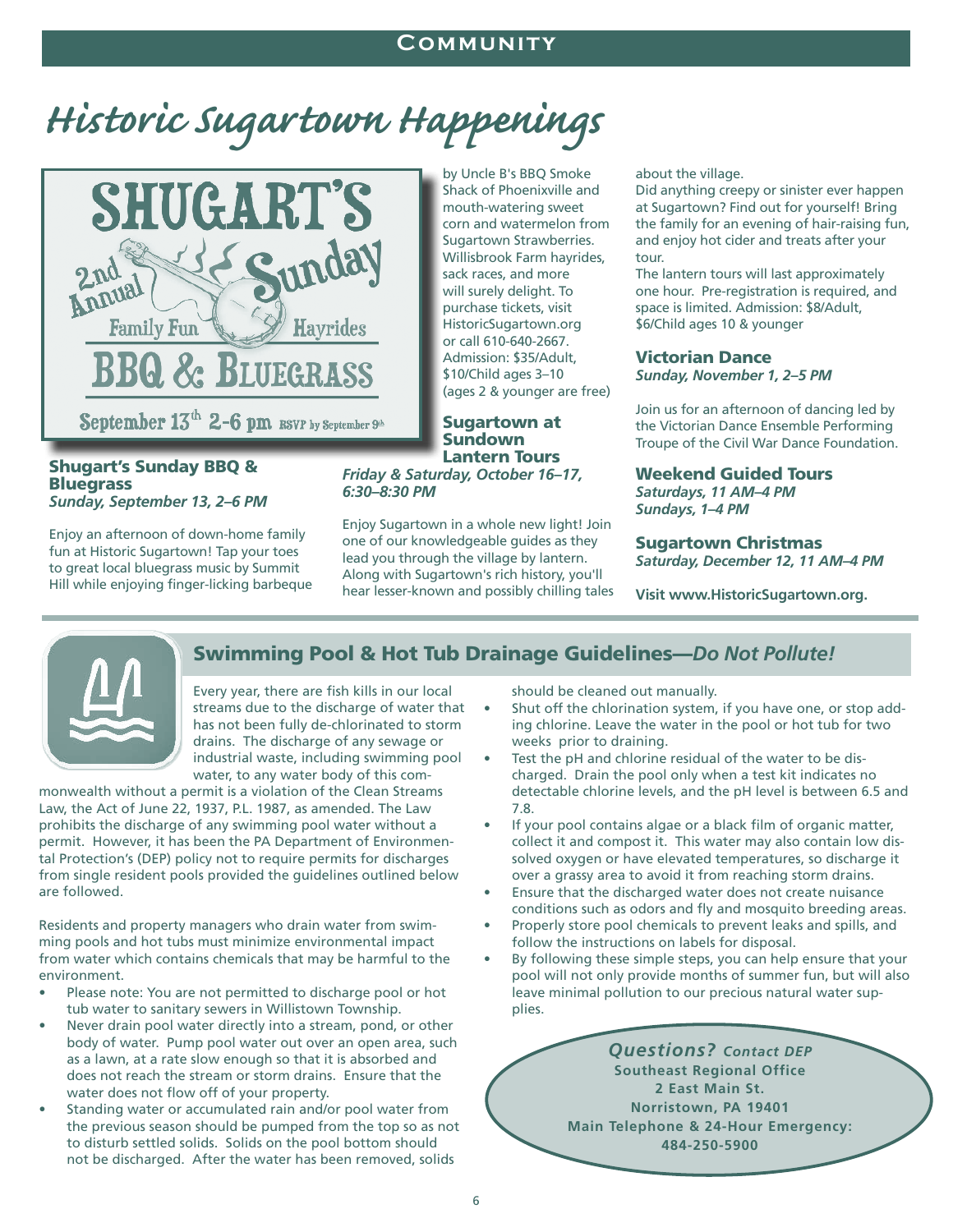# Historic Sugartown Happenings

SHUGART'S 2nd Annual Sunday Family Fun Hayrides BBQ & BLUEGRASS

September 13th 2-6 pm RSVP by September 9th

### Shugart's Sunday BBQ & Bluegrass

***Sunday, September 13, 2–6 PM***

Enjoy an afternoon of down-home family fun at Historic Sugartown! Tap your toes to great local bluegrass music by Summit Hill while enjoying finger-licking barbeque by Uncle B's BBQ Smoke Shack of Phoenixville and mouth-watering sweet corn and watermelon from Sugartown Strawberries. Willisbrook Farm hayrides, sack races, and more will surely delight. To purchase tickets, visit HistoricSugartown.org or call 610-640-2667. Admission: $35/Adult, $10/Child ages 3–10 (ages 2 & younger are free)

### Sugartown at Sundown Lantern Tours

***Friday & Saturday, October 16–17, 6:30–8:30 PM***

Enjoy Sugartown in a whole new light! Join one of our knowledgeable guides as they lead you through the village by lantern. Along with Sugartown's rich history, you'll hear lesser-known and possibly chilling tales about the village.

Did anything creepy or sinister ever happen at Sugartown? Find out for yourself! Bring the family for an evening of hair-raising fun, and enjoy hot cider and treats after your tour.

The lantern tours will last approximately one hour. Pre-registration is required, and space is limited. Admission: $8/Adult, $6/Child ages 10 & younger

### Victorian Dance

***Sunday, November 1, 2–5 PM***

Join us for an afternoon of dancing led by the Victorian Dance Ensemble Performing Troupe of the Civil War Dance Foundation.

### Weekend Guided Tours

***Saturdays, 11 AM–4 PM***
***Sundays, 1–4 PM***

### Sugartown Christmas

***Saturday, December 12, 11 AM–4 PM***

**Visit www.HistoricSugartown.org.**

## Swimming Pool & Hot Tub Drainage Guidelines—*Do Not Pollute!*

Every year, there are fish kills in our local streams due to the discharge of water that has not been fully de-chlorinated to storm drains. The discharge of any sewage or industrial waste, including swimming pool water, to any water body of this commonwealth without a permit is a violation of the Clean Streams Law, the Act of June 22, 1937, P.L. 1987, as amended. The Law prohibits the discharge of any swimming pool water without a permit. However, it has been the PA Department of Environmental Protection's (DEP) policy not to require permits for discharges from single resident pools provided the guidelines outlined below are followed.

Residents and property managers who drain water from swimming pools and hot tubs must minimize environmental impact from water which contains chemicals that may be harmful to the environment.

- Please note: You are not permitted to discharge pool or hot tub water to sanitary sewers in Willistown Township.
- Never drain pool water directly into a stream, pond, or other body of water. Pump pool water out over an open area, such as a lawn, at a rate slow enough so that it is absorbed and does not reach the stream or storm drains. Ensure that the water does not flow off of your property.
- Standing water or accumulated rain and/or pool water from the previous season should be pumped from the top so as not to disturb settled solids. Solids on the pool bottom should not be discharged. After the water has been removed, solids should be cleaned out manually.
- Shut off the chlorination system, if you have one, or stop adding chlorine. Leave the water in the pool or hot tub for two weeks prior to draining.
- Test the pH and chlorine residual of the water to be discharged. Drain the pool only when a test kit indicates no detectable chlorine levels, and the pH level is between 6.5 and 7.8.
- If your pool contains algae or a black film of organic matter, collect it and compost it. This water may also contain low dissolved oxygen or have elevated temperatures, so discharge it over a grassy area to avoid it from reaching storm drains.
- Ensure that the discharged water does not create nuisance conditions such as odors and fly and mosquito breeding areas.
- Properly store pool chemicals to prevent leaks and spills, and follow the instructions on labels for disposal.
- By following these simple steps, you can help ensure that your pool will not only provide months of summer fun, but will also leave minimal pollution to our precious natural water supplies.

***Questions? Contact DEP***
**Southeast Regional Office**
**2 East Main St.**
**Norristown, PA 19401**
**Main Telephone & 24-Hour Emergency:**
**484-250-5900**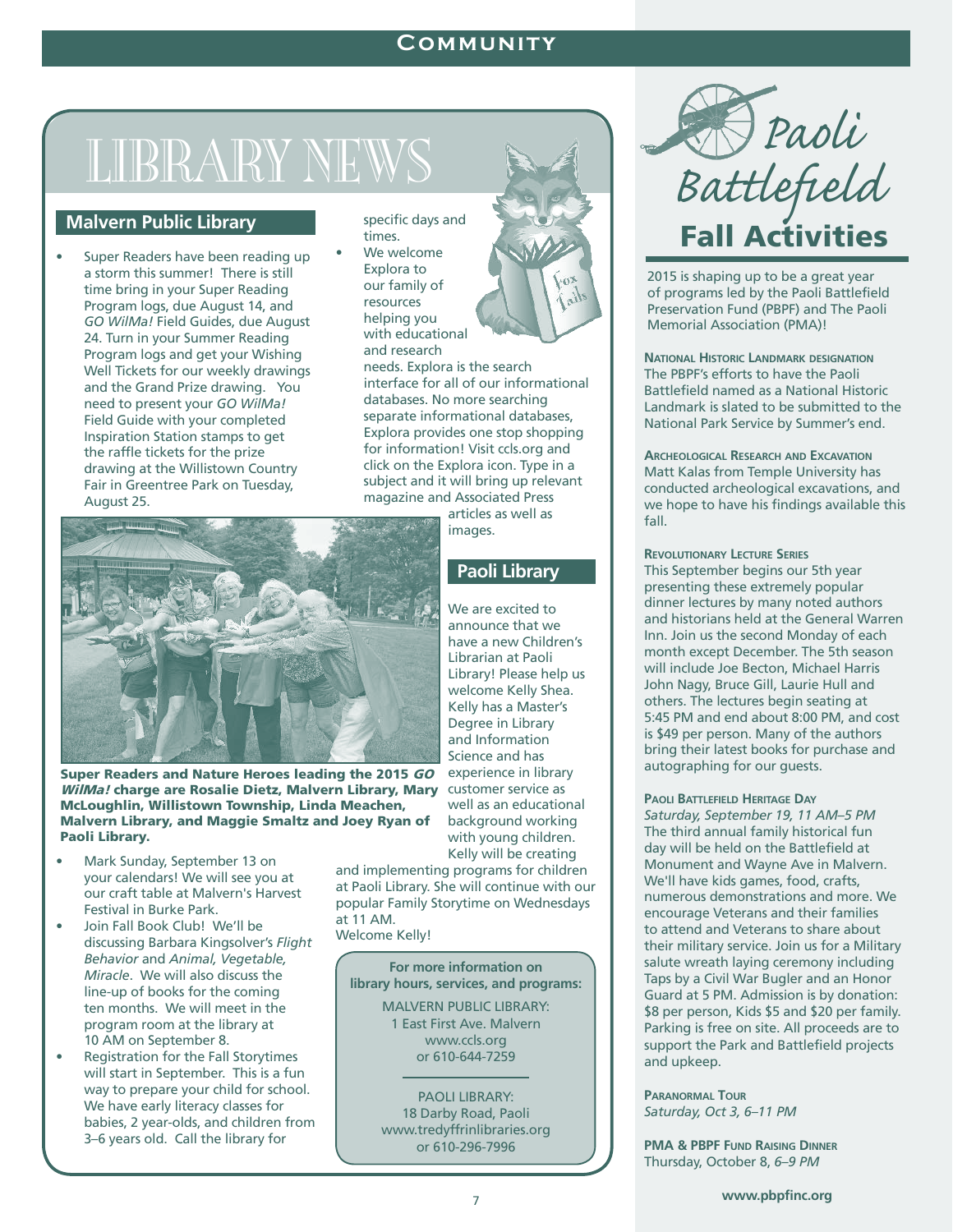# LIBRARY NEWS

## Malvern Public Library

- Super Readers have been reading up a storm this summer! There is still time bring in your Super Reading Program logs, due August 14, and *GO WilMa!* Field Guides, due August 24. Turn in your Summer Reading Program logs and get your Wishing Well Tickets for our weekly drawings and the Grand Prize drawing. You need to present your *GO WilMa!* Field Guide with your completed Inspiration Station stamps to get the raffle tickets for the prize drawing at the Willistown Country Fair in Greentree Park on Tuesday, August 25.

**Super Readers and Nature Heroes leading the 2015 *GO WilMa!* charge are Rosalie Dietz, Malvern Library, Mary McLoughlin, Willistown Township, Linda Meachen, Malvern Library, and Maggie Smaltz and Joey Ryan of Paoli Library.**

- Mark Sunday, September 13 on your calendars! We will see you at our craft table at Malvern's Harvest Festival in Burke Park.
- Join Fall Book Club! We'll be discussing Barbara Kingsolver's *Flight Behavior* and *Animal, Vegetable, Miracle*. We will also discuss the line-up of books for the coming ten months. We will meet in the program room at the library at 10 AM on September 8.
- Registration for the Fall Storytimes will start in September. This is a fun way to prepare your child for school. We have early literacy classes for babies, 2 year-olds, and children from 3–6 years old. Call the library for specific days and times.
- We welcome Explora to our family of resources helping you with educational and research needs. Explora is the search interface for all of our informational databases. No more searching separate informational databases, Explora provides one stop shopping for information! Visit ccls.org and click on the Explora icon. Type in a subject and it will bring up relevant magazine and Associated Press articles as well as images.

## Paoli Library

We are excited to announce that we have a new Children's Librarian at Paoli Library! Please help us welcome Kelly Shea. Kelly has a Master's Degree in Library and Information Science and has experience in library customer service as well as an educational background working with young children. Kelly will be creating and implementing programs for children at Paoli Library. She will continue with our popular Family Storytime on Wednesdays at 11 AM.
Welcome Kelly!

**For more information on library hours, services, and programs:**

MALVERN PUBLIC LIBRARY:
1 East First Ave. Malvern
www.ccls.org
or 610-644-7259

PAOLI LIBRARY:
18 Darby Road, Paoli
www.tredyffrinlibraries.org
or 610-296-7996

# Paoli Battlefield Fall Activities

2015 is shaping up to be a great year of programs led by the Paoli Battlefield Preservation Fund (PBPF) and The Paoli Memorial Association (PMA)!

**National Historic Landmark designation**
The PBPF's efforts to have the Paoli Battlefield named as a National Historic Landmark is slated to be submitted to the National Park Service by Summer's end.

**Archeological Research and Excavation**
Matt Kalas from Temple University has conducted archeological excavations, and we hope to have his findings available this fall.

**Revolutionary Lecture Series**
This September begins our 5th year presenting these extremely popular dinner lectures by many noted authors and historians held at the General Warren Inn. Join us the second Monday of each month except December. The 5th season will include Joe Becton, Michael Harris John Nagy, Bruce Gill, Laurie Hull and others. The lectures begin seating at 5:45 PM and end about 8:00 PM, and cost is $49 per person. Many of the authors bring their latest books for purchase and autographing for our guests.

**Paoli Battlefield Heritage Day**
*Saturday, September 19, 11 AM–5 PM*
The third annual family historical fun day will be held on the Battlefield at Monument and Wayne Ave in Malvern. We'll have kids games, food, crafts, numerous demonstrations and more. We encourage Veterans and their families to attend and Veterans to share about their military service. Join us for a Military salute wreath laying ceremony including Taps by a Civil War Bugler and an Honor Guard at 5 PM. Admission is by donation: $8 per person, Kids $5 and $20 per family. Parking is free on site. All proceeds are to support the Park and Battlefield projects and upkeep.

**Paranormal Tour**
*Saturday, Oct 3, 6–11 PM*

**PMA & PBPF Fund Raising Dinner**
Thursday, October 8, *6–9 PM*

**www.pbpfinc.org**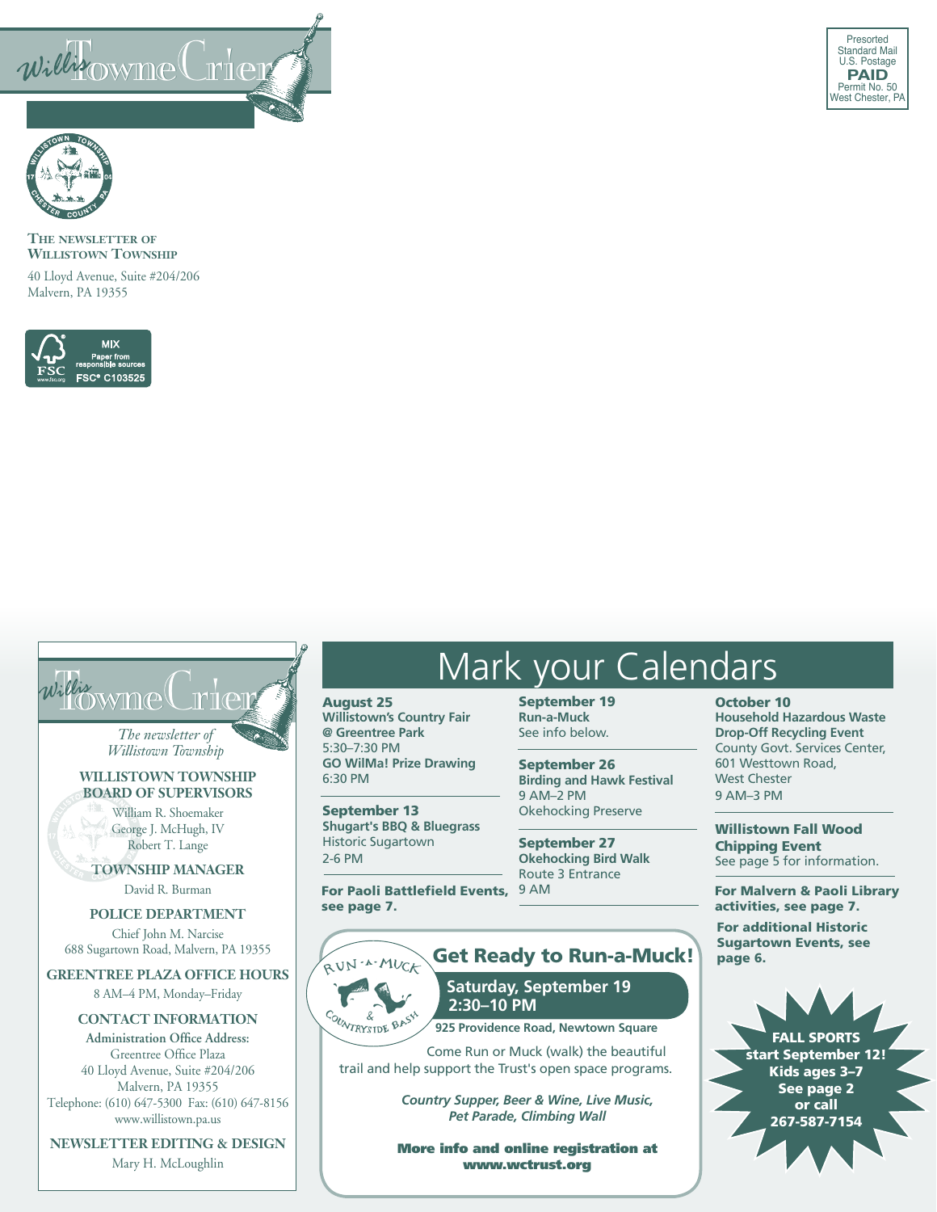# Willis Towne Crier

Presorted
Standard Mail
U.S. Postage
**PAID**
Permit No. 50
West Chester, PA

**The newsletter of Willistown Township**

40 Lloyd Avenue, Suite #204/206
Malvern, PA 19355

MIX
Paper from responsible sources
FSC® C103525

## Willis Towne Crier

*The newsletter of Willistown Township*

**WILLISTOWN TOWNSHIP BOARD OF SUPERVISORS**

William R. Shoemaker
George J. McHugh, IV
Robert T. Lange

**TOWNSHIP MANAGER**

David R. Burman

**POLICE DEPARTMENT**

Chief John M. Narcise
688 Sugartown Road, Malvern, PA 19355

**GREENTREE PLAZA OFFICE HOURS**

8 AM–4 PM, Monday–Friday

**CONTACT INFORMATION**

**Administration Office Address:**
Greentree Office Plaza
40 Lloyd Avenue, Suite #204/206
Malvern, PA 19355
Telephone: (610) 647-5300 Fax: (610) 647-8156
www.willistown.pa.us

**NEWSLETTER EDITING & DESIGN**

Mary H. McLoughlin

# Mark your Calendars

**August 25**
**Willistown's Country Fair @ Greentree Park**
5:30–7:30 PM
**GO WilMa! Prize Drawing**
6:30 PM

**September 13**
**Shugart's BBQ & Bluegrass**
Historic Sugartown
2-6 PM

**For Paoli Battlefield Events, see page 7.**

**September 19**
**Run-a-Muck**
See info below.

**September 26**
**Birding and Hawk Festival**
9 AM–2 PM
Okehocking Preserve

**September 27**
**Okehocking Bird Walk**
Route 3 Entrance
9 AM

**October 10**
**Household Hazardous Waste Drop-Off Recycling Event**
County Govt. Services Center, 601 Westtown Road, West Chester
9 AM–3 PM

**Willistown Fall Wood Chipping Event**
See page 5 for information.

**For Malvern & Paoli Library activities, see page 7.**

**For additional Historic Sugartown Events, see page 6.**

## Get Ready to Run-a-Muck!

Run-a-Muck & Countryside Bash

**Saturday, September 19**
**2:30–10 PM**

**925 Providence Road, Newtown Square**

Come Run or Muck (walk) the beautiful trail and help support the Trust's open space programs.

***Country Supper, Beer & Wine, Live Music, Pet Parade, Climbing Wall***

**More info and online registration at www.wctrust.org**

**FALL SPORTS start September 12!**
**Kids ages 3–7**
**See page 2 or call 267-587-7154**